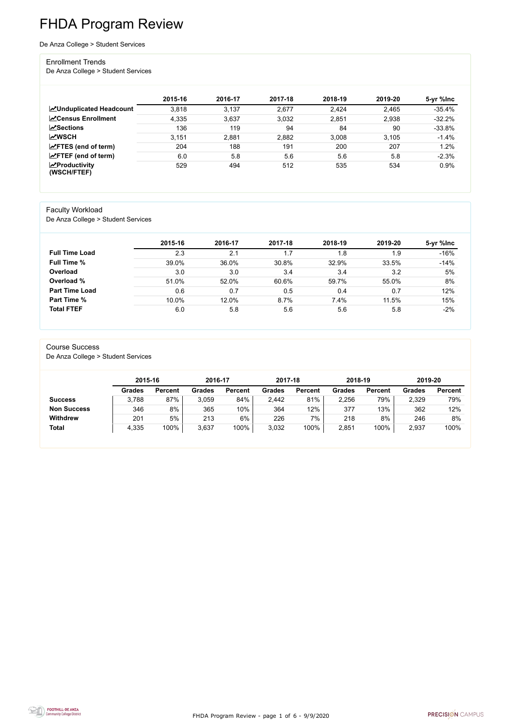# FHDA Program Review

De Anza College > Student Services

## Enrollment Trends

De Anza College > Student Services

| | 2015-16 | 2016-17 | 2017-18 | 2018-19 | 2019-20 | 5-yr %Inc |
|---|---|---|---|---|---|---|
| **Unduplicated Headcount** | 3,818 | 3,137 | 2,677 | 2,424 | 2,465 | -35.4% |
| **Census Enrollment** | 4,335 | 3,637 | 3,032 | 2,851 | 2,938 | -32.2% |
| **Sections** | 136 | 119 | 94 | 84 | 90 | -33.8% |
| **WSCH** | 3,151 | 2,881 | 2,882 | 3,008 | 3,105 | -1.4% |
| **FTES (end of term)** | 204 | 188 | 191 | 200 | 207 | 1.2% |
| **FTEF (end of term)** | 6.0 | 5.8 | 5.6 | 5.6 | 5.8 | -2.3% |
| **Productivity (WSCH/FTEF)** | 529 | 494 | 512 | 535 | 534 | 0.9% |

## Faculty Workload

De Anza College > Student Services

| | 2015-16 | 2016-17 | 2017-18 | 2018-19 | 2019-20 | 5-yr %Inc |
|---|---|---|---|---|---|---|
| **Full Time Load** | 2.3 | 2.1 | 1.7 | 1.8 | 1.9 | -16% |
| **Full Time %** | 39.0% | 36.0% | 30.8% | 32.9% | 33.5% | -14% |
| **Overload** | 3.0 | 3.0 | 3.4 | 3.4 | 3.2 | 5% |
| **Overload %** | 51.0% | 52.0% | 60.6% | 59.7% | 55.0% | 8% |
| **Part Time Load** | 0.6 | 0.7 | 0.5 | 0.4 | 0.7 | 12% |
| **Part Time %** | 10.0% | 12.0% | 8.7% | 7.4% | 11.5% | 15% |
| **Total FTEF** | 6.0 | 5.8 | 5.6 | 5.6 | 5.8 | -2% |

## Course Success

De Anza College > Student Services

| | 2015-16 | | 2016-17 | | 2017-18 | | 2018-19 | | 2019-20 | |
|---|---|---|---|---|---|---|---|---|---|---|
| | Grades | Percent | Grades | Percent | Grades | Percent | Grades | Percent | Grades | Percent |
| **Success** | 3,788 | 87% | 3,059 | 84% | 2,442 | 81% | 2,256 | 79% | 2,329 | 79% |
| **Non Success** | 346 | 8% | 365 | 10% | 364 | 12% | 377 | 13% | 362 | 12% |
| **Withdrew** | 201 | 5% | 213 | 6% | 226 | 7% | 218 | 8% | 246 | 8% |
| **Total** | 4,335 | 100% | 3,637 | 100% | 3,032 | 100% | 2,851 | 100% | 2,937 | 100% |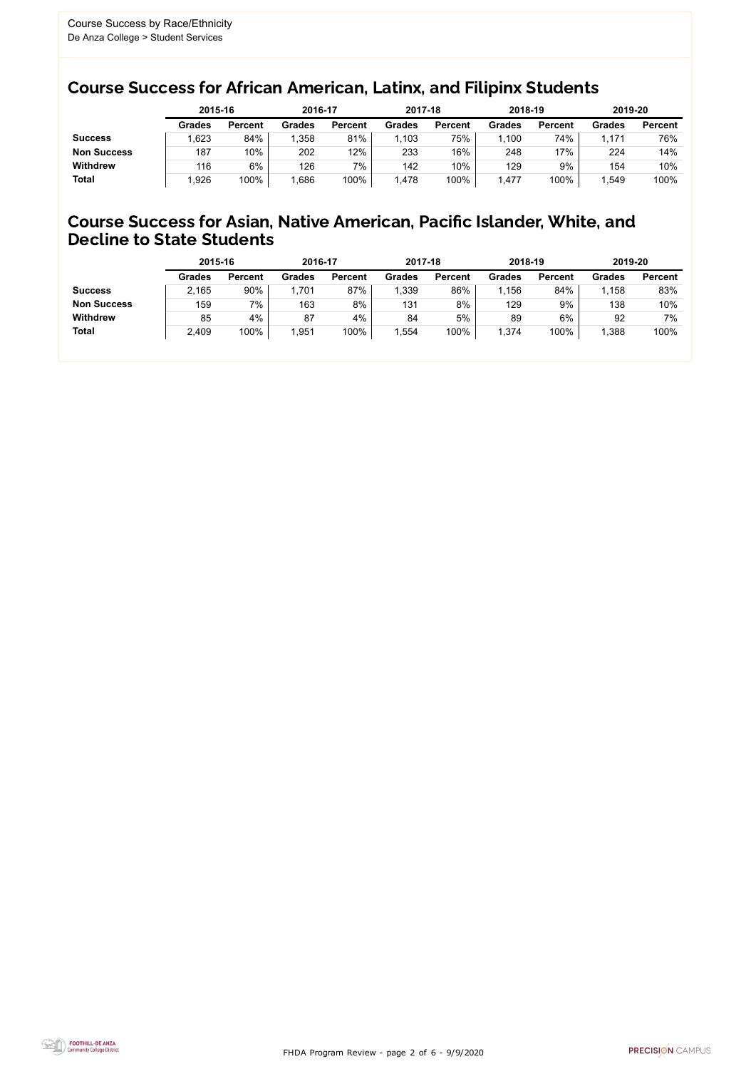Course Success by Race/Ethnicity
De Anza College > Student Services

## Course Success for African American, Latinx, and Filipinx Students

| | 2015-16 | | 2016-17 | | 2017-18 | | 2018-19 | | 2019-20 | |
|---|---|---|---|---|---|---|---|---|---|---|
| | **Grades** | **Percent** | **Grades** | **Percent** | **Grades** | **Percent** | **Grades** | **Percent** | **Grades** | **Percent** |
| **Success** | 1,623 | 84% | 1,358 | 81% | 1,103 | 75% | 1,100 | 74% | 1,171 | 76% |
| **Non Success** | 187 | 10% | 202 | 12% | 233 | 16% | 248 | 17% | 224 | 14% |
| **Withdrew** | 116 | 6% | 126 | 7% | 142 | 10% | 129 | 9% | 154 | 10% |
| **Total** | 1,926 | 100% | 1,686 | 100% | 1,478 | 100% | 1,477 | 100% | 1,549 | 100% |

## Course Success for Asian, Native American, Pacific Islander, White, and Decline to State Students

| | 2015-16 | | 2016-17 | | 2017-18 | | 2018-19 | | 2019-20 | |
|---|---|---|---|---|---|---|---|---|---|---|
| | **Grades** | **Percent** | **Grades** | **Percent** | **Grades** | **Percent** | **Grades** | **Percent** | **Grades** | **Percent** |
| **Success** | 2,165 | 90% | 1,701 | 87% | 1,339 | 86% | 1,156 | 84% | 1,158 | 83% |
| **Non Success** | 159 | 7% | 163 | 8% | 131 | 8% | 129 | 9% | 138 | 10% |
| **Withdrew** | 85 | 4% | 87 | 4% | 84 | 5% | 89 | 6% | 92 | 7% |
| **Total** | 2,409 | 100% | 1,951 | 100% | 1,554 | 100% | 1,374 | 100% | 1,388 | 100% |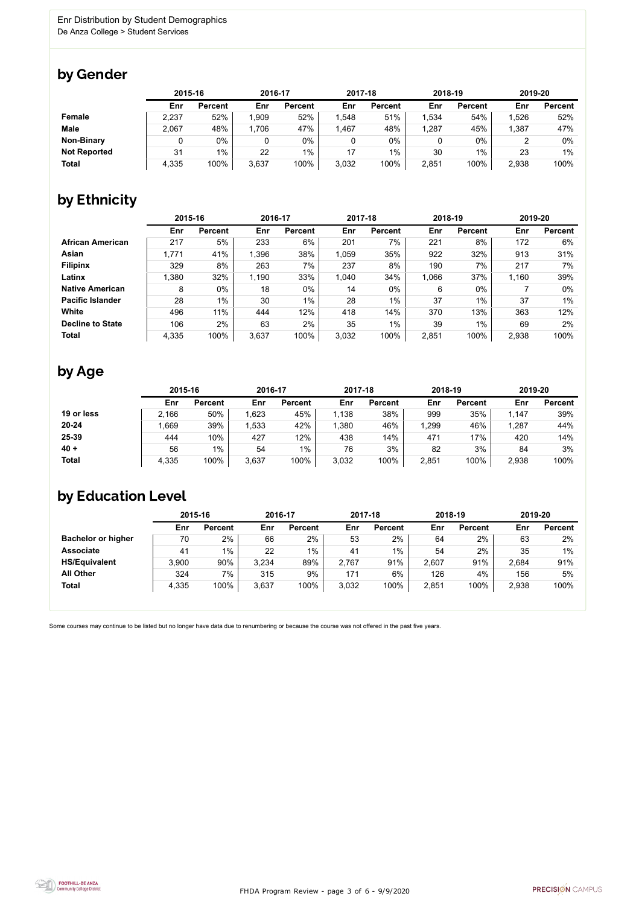Enr Distribution by Student Demographics
De Anza College > Student Services

## by Gender

| | 2015-16 | | 2016-17 | | 2017-18 | | 2018-19 | | 2019-20 | |
|---|---|---|---|---|---|---|---|---|---|---|
| | Enr | Percent | Enr | Percent | Enr | Percent | Enr | Percent | Enr | Percent |
| **Female** | 2,237 | 52% | 1,909 | 52% | 1,548 | 51% | 1,534 | 54% | 1,526 | 52% |
| **Male** | 2,067 | 48% | 1,706 | 47% | 1,467 | 48% | 1,287 | 45% | 1,387 | 47% |
| **Non-Binary** | 0 | 0% | 0 | 0% | 0 | 0% | 0 | 0% | 2 | 0% |
| **Not Reported** | 31 | 1% | 22 | 1% | 17 | 1% | 30 | 1% | 23 | 1% |
| **Total** | 4,335 | 100% | 3,637 | 100% | 3,032 | 100% | 2,851 | 100% | 2,938 | 100% |

## by Ethnicity

| | 2015-16 | | 2016-17 | | 2017-18 | | 2018-19 | | 2019-20 | |
|---|---|---|---|---|---|---|---|---|---|---|
| | Enr | Percent | Enr | Percent | Enr | Percent | Enr | Percent | Enr | Percent |
| **African American** | 217 | 5% | 233 | 6% | 201 | 7% | 221 | 8% | 172 | 6% |
| **Asian** | 1,771 | 41% | 1,396 | 38% | 1,059 | 35% | 922 | 32% | 913 | 31% |
| **Filipinx** | 329 | 8% | 263 | 7% | 237 | 8% | 190 | 7% | 217 | 7% |
| **Latinx** | 1,380 | 32% | 1,190 | 33% | 1,040 | 34% | 1,066 | 37% | 1,160 | 39% |
| **Native American** | 8 | 0% | 18 | 0% | 14 | 0% | 6 | 0% | 7 | 0% |
| **Pacific Islander** | 28 | 1% | 30 | 1% | 28 | 1% | 37 | 1% | 37 | 1% |
| **White** | 496 | 11% | 444 | 12% | 418 | 14% | 370 | 13% | 363 | 12% |
| **Decline to State** | 106 | 2% | 63 | 2% | 35 | 1% | 39 | 1% | 69 | 2% |
| **Total** | 4,335 | 100% | 3,637 | 100% | 3,032 | 100% | 2,851 | 100% | 2,938 | 100% |

## by Age

| | 2015-16 | | 2016-17 | | 2017-18 | | 2018-19 | | 2019-20 | |
|---|---|---|---|---|---|---|---|---|---|---|
| | Enr | Percent | Enr | Percent | Enr | Percent | Enr | Percent | Enr | Percent |
| **19 or less** | 2,166 | 50% | 1,623 | 45% | 1,138 | 38% | 999 | 35% | 1,147 | 39% |
| **20-24** | 1,669 | 39% | 1,533 | 42% | 1,380 | 46% | 1,299 | 46% | 1,287 | 44% |
| **25-39** | 444 | 10% | 427 | 12% | 438 | 14% | 471 | 17% | 420 | 14% |
| **40 +** | 56 | 1% | 54 | 1% | 76 | 3% | 82 | 3% | 84 | 3% |
| **Total** | 4,335 | 100% | 3,637 | 100% | 3,032 | 100% | 2,851 | 100% | 2,938 | 100% |

## by Education Level

| | 2015-16 | | 2016-17 | | 2017-18 | | 2018-19 | | 2019-20 | |
|---|---|---|---|---|---|---|---|---|---|---|
| | Enr | Percent | Enr | Percent | Enr | Percent | Enr | Percent | Enr | Percent |
| **Bachelor or higher** | 70 | 2% | 66 | 2% | 53 | 2% | 64 | 2% | 63 | 2% |
| **Associate** | 41 | 1% | 22 | 1% | 41 | 1% | 54 | 2% | 35 | 1% |
| **HS/Equivalent** | 3,900 | 90% | 3,234 | 89% | 2,767 | 91% | 2,607 | 91% | 2,684 | 91% |
| **All Other** | 324 | 7% | 315 | 9% | 171 | 6% | 126 | 4% | 156 | 5% |
| **Total** | 4,335 | 100% | 3,637 | 100% | 3,032 | 100% | 2,851 | 100% | 2,938 | 100% |

Some courses may continue to be listed but no longer have data due to renumbering or because the course was not offered in the past five years.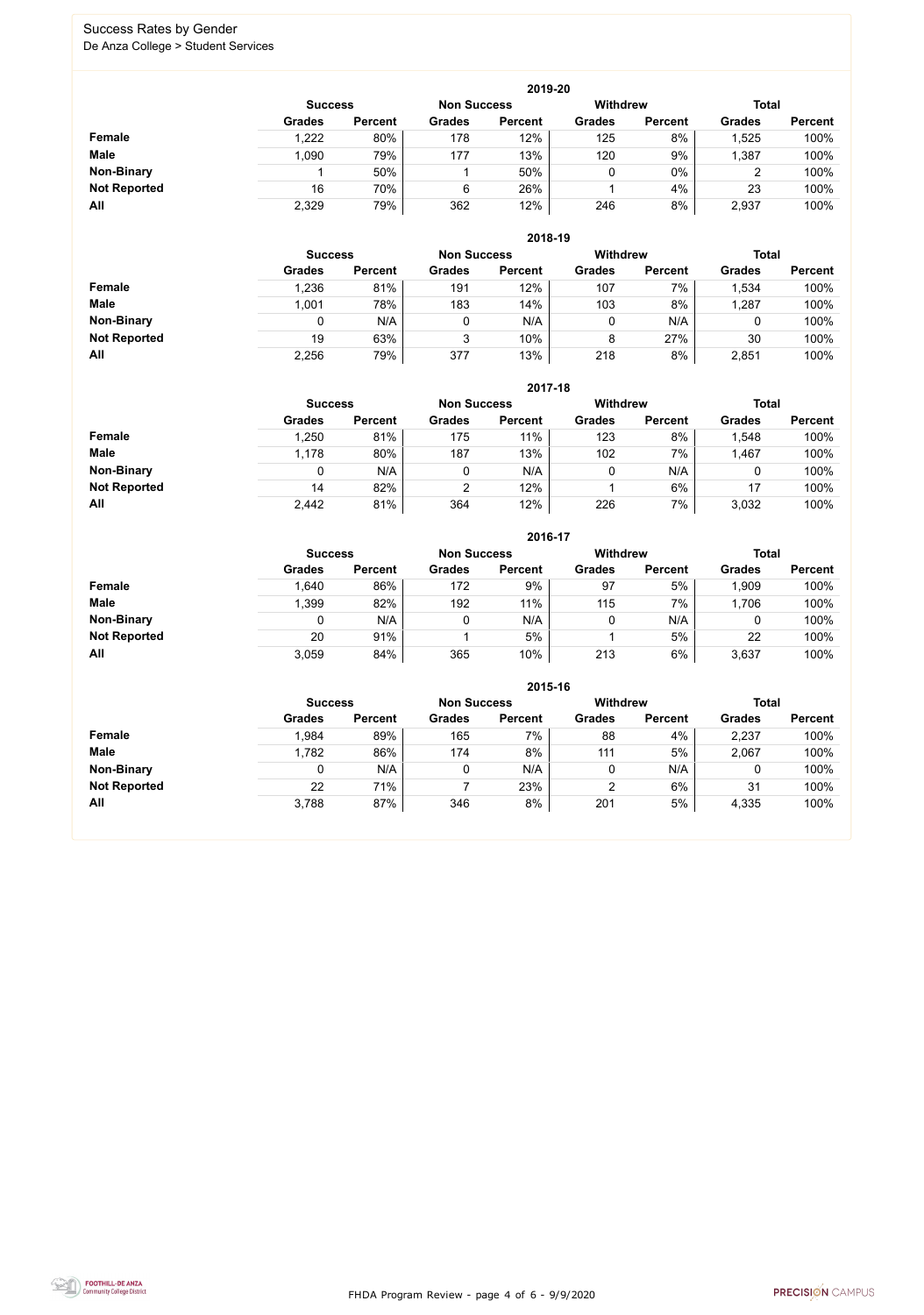# Success Rates by Gender

De Anza College > Student Services

## 2019-20

| | Success | | Non Success | | Withdrew | | Total | |
|---|---|---|---|---|---|---|---|---|
| | Grades | Percent | Grades | Percent | Grades | Percent | Grades | Percent |
| **Female** | 1,222 | 80% | 178 | 12% | 125 | 8% | 1,525 | 100% |
| **Male** | 1,090 | 79% | 177 | 13% | 120 | 9% | 1,387 | 100% |
| **Non-Binary** | 1 | 50% | 1 | 50% | 0 | 0% | 2 | 100% |
| **Not Reported** | 16 | 70% | 6 | 26% | 1 | 4% | 23 | 100% |
| **All** | 2,329 | 79% | 362 | 12% | 246 | 8% | 2,937 | 100% |

## 2018-19

| | Success | | Non Success | | Withdrew | | Total | |
|---|---|---|---|---|---|---|---|---|
| | Grades | Percent | Grades | Percent | Grades | Percent | Grades | Percent |
| **Female** | 1,236 | 81% | 191 | 12% | 107 | 7% | 1,534 | 100% |
| **Male** | 1,001 | 78% | 183 | 14% | 103 | 8% | 1,287 | 100% |
| **Non-Binary** | 0 | N/A | 0 | N/A | 0 | N/A | 0 | 100% |
| **Not Reported** | 19 | 63% | 3 | 10% | 8 | 27% | 30 | 100% |
| **All** | 2,256 | 79% | 377 | 13% | 218 | 8% | 2,851 | 100% |

## 2017-18

| | Success | | Non Success | | Withdrew | | Total | |
|---|---|---|---|---|---|---|---|---|
| | Grades | Percent | Grades | Percent | Grades | Percent | Grades | Percent |
| **Female** | 1,250 | 81% | 175 | 11% | 123 | 8% | 1,548 | 100% |
| **Male** | 1,178 | 80% | 187 | 13% | 102 | 7% | 1,467 | 100% |
| **Non-Binary** | 0 | N/A | 0 | N/A | 0 | N/A | 0 | 100% |
| **Not Reported** | 14 | 82% | 2 | 12% | 1 | 6% | 17 | 100% |
| **All** | 2,442 | 81% | 364 | 12% | 226 | 7% | 3,032 | 100% |

## 2016-17

| | Success | | Non Success | | Withdrew | | Total | |
|---|---|---|---|---|---|---|---|---|
| | Grades | Percent | Grades | Percent | Grades | Percent | Grades | Percent |
| **Female** | 1,640 | 86% | 172 | 9% | 97 | 5% | 1,909 | 100% |
| **Male** | 1,399 | 82% | 192 | 11% | 115 | 7% | 1,706 | 100% |
| **Non-Binary** | 0 | N/A | 0 | N/A | 0 | N/A | 0 | 100% |
| **Not Reported** | 20 | 91% | 1 | 5% | 1 | 5% | 22 | 100% |
| **All** | 3,059 | 84% | 365 | 10% | 213 | 6% | 3,637 | 100% |

## 2015-16

| | Success | | Non Success | | Withdrew | | Total | |
|---|---|---|---|---|---|---|---|---|
| | Grades | Percent | Grades | Percent | Grades | Percent | Grades | Percent |
| **Female** | 1,984 | 89% | 165 | 7% | 88 | 4% | 2,237 | 100% |
| **Male** | 1,782 | 86% | 174 | 8% | 111 | 5% | 2,067 | 100% |
| **Non-Binary** | 0 | N/A | 0 | N/A | 0 | N/A | 0 | 100% |
| **Not Reported** | 22 | 71% | 7 | 23% | 2 | 6% | 31 | 100% |
| **All** | 3,788 | 87% | 346 | 8% | 201 | 5% | 4,335 | 100% |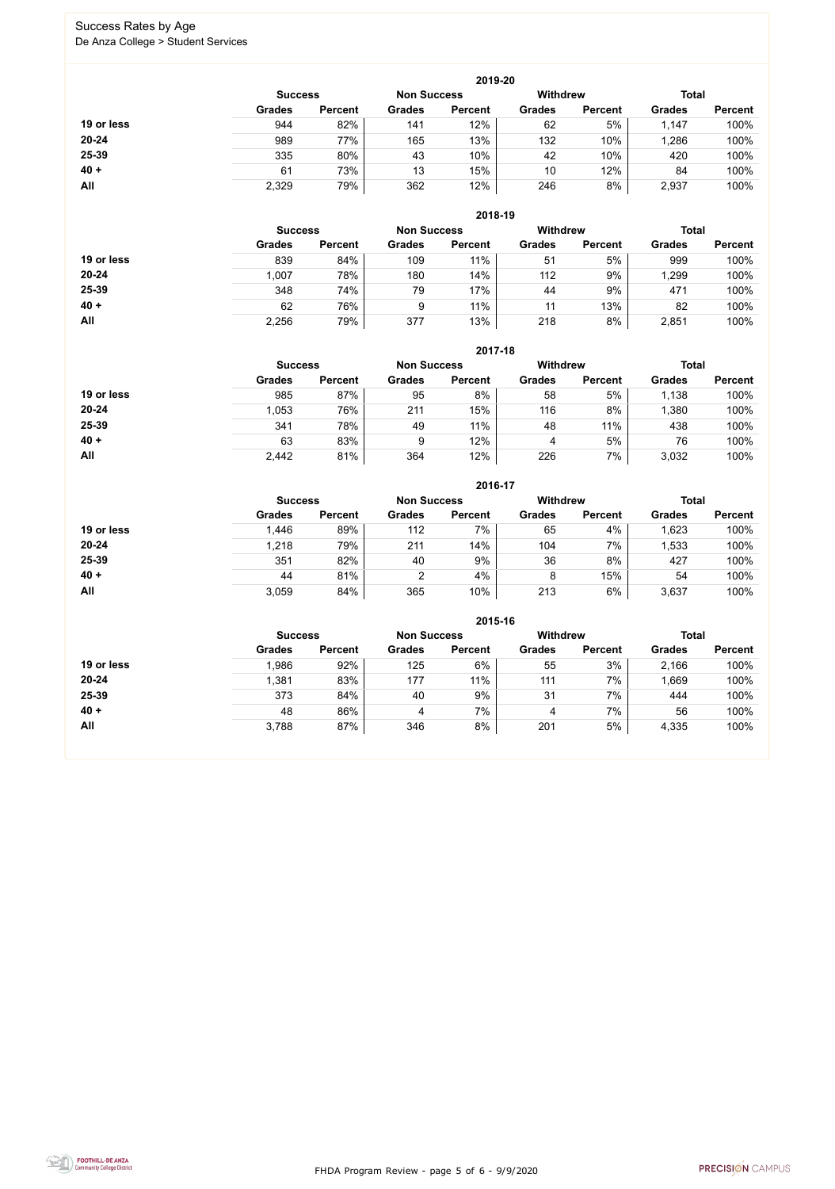# Success Rates by Age

De Anza College > Student Services

**2019-20**

| | Success | | Non Success | | Withdrew | | Total | |
|---|---|---|---|---|---|---|---|---|
| | Grades | Percent | Grades | Percent | Grades | Percent | Grades | Percent |
| **19 or less** | 944 | 82% | 141 | 12% | 62 | 5% | 1,147 | 100% |
| **20-24** | 989 | 77% | 165 | 13% | 132 | 10% | 1,286 | 100% |
| **25-39** | 335 | 80% | 43 | 10% | 42 | 10% | 420 | 100% |
| **40 +** | 61 | 73% | 13 | 15% | 10 | 12% | 84 | 100% |
| **All** | 2,329 | 79% | 362 | 12% | 246 | 8% | 2,937 | 100% |

**2018-19**

| | Success | | Non Success | | Withdrew | | Total | |
|---|---|---|---|---|---|---|---|---|
| | Grades | Percent | Grades | Percent | Grades | Percent | Grades | Percent |
| **19 or less** | 839 | 84% | 109 | 11% | 51 | 5% | 999 | 100% |
| **20-24** | 1,007 | 78% | 180 | 14% | 112 | 9% | 1,299 | 100% |
| **25-39** | 348 | 74% | 79 | 17% | 44 | 9% | 471 | 100% |
| **40 +** | 62 | 76% | 9 | 11% | 11 | 13% | 82 | 100% |
| **All** | 2,256 | 79% | 377 | 13% | 218 | 8% | 2,851 | 100% |

**2017-18**

| | Success | | Non Success | | Withdrew | | Total | |
|---|---|---|---|---|---|---|---|---|
| | Grades | Percent | Grades | Percent | Grades | Percent | Grades | Percent |
| **19 or less** | 985 | 87% | 95 | 8% | 58 | 5% | 1,138 | 100% |
| **20-24** | 1,053 | 76% | 211 | 15% | 116 | 8% | 1,380 | 100% |
| **25-39** | 341 | 78% | 49 | 11% | 48 | 11% | 438 | 100% |
| **40 +** | 63 | 83% | 9 | 12% | 4 | 5% | 76 | 100% |
| **All** | 2,442 | 81% | 364 | 12% | 226 | 7% | 3,032 | 100% |

**2016-17**

| | Success | | Non Success | | Withdrew | | Total | |
|---|---|---|---|---|---|---|---|---|
| | Grades | Percent | Grades | Percent | Grades | Percent | Grades | Percent |
| **19 or less** | 1,446 | 89% | 112 | 7% | 65 | 4% | 1,623 | 100% |
| **20-24** | 1,218 | 79% | 211 | 14% | 104 | 7% | 1,533 | 100% |
| **25-39** | 351 | 82% | 40 | 9% | 36 | 8% | 427 | 100% |
| **40 +** | 44 | 81% | 2 | 4% | 8 | 15% | 54 | 100% |
| **All** | 3,059 | 84% | 365 | 10% | 213 | 6% | 3,637 | 100% |

**2015-16**

| | Success | | Non Success | | Withdrew | | Total | |
|---|---|---|---|---|---|---|---|---|
| | Grades | Percent | Grades | Percent | Grades | Percent | Grades | Percent |
| **19 or less** | 1,986 | 92% | 125 | 6% | 55 | 3% | 2,166 | 100% |
| **20-24** | 1,381 | 83% | 177 | 11% | 111 | 7% | 1,669 | 100% |
| **25-39** | 373 | 84% | 40 | 9% | 31 | 7% | 444 | 100% |
| **40 +** | 48 | 86% | 4 | 7% | 4 | 7% | 56 | 100% |
| **All** | 3,788 | 87% | 346 | 8% | 201 | 5% | 4,335 | 100% |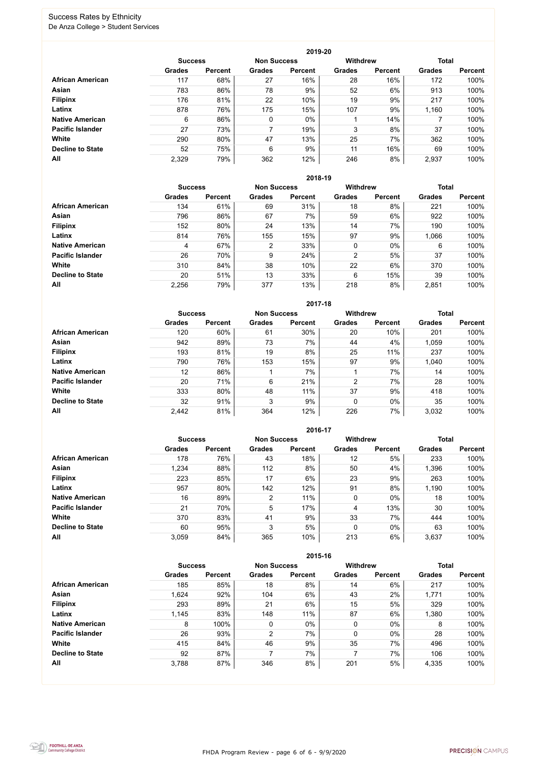# Success Rates by Ethnicity

De Anza College > Student Services

| | 2019-20 | | | | | | | |
|---|---|---|---|---|---|---|---|---|
| | Success | | Non Success | | Withdrew | | Total | |
| | Grades | Percent | Grades | Percent | Grades | Percent | Grades | Percent |
| **African American** | 117 | 68% | 27 | 16% | 28 | 16% | 172 | 100% |
| **Asian** | 783 | 86% | 78 | 9% | 52 | 6% | 913 | 100% |
| **Filipinx** | 176 | 81% | 22 | 10% | 19 | 9% | 217 | 100% |
| **Latinx** | 878 | 76% | 175 | 15% | 107 | 9% | 1,160 | 100% |
| **Native American** | 6 | 86% | 0 | 0% | 1 | 14% | 7 | 100% |
| **Pacific Islander** | 27 | 73% | 7 | 19% | 3 | 8% | 37 | 100% |
| **White** | 290 | 80% | 47 | 13% | 25 | 7% | 362 | 100% |
| **Decline to State** | 52 | 75% | 6 | 9% | 11 | 16% | 69 | 100% |
| **All** | 2,329 | 79% | 362 | 12% | 246 | 8% | 2,937 | 100% |

| | 2018-19 | | | | | | | |
|---|---|---|---|---|---|---|---|---|
| | Success | | Non Success | | Withdrew | | Total | |
| | Grades | Percent | Grades | Percent | Grades | Percent | Grades | Percent |
| **African American** | 134 | 61% | 69 | 31% | 18 | 8% | 221 | 100% |
| **Asian** | 796 | 86% | 67 | 7% | 59 | 6% | 922 | 100% |
| **Filipinx** | 152 | 80% | 24 | 13% | 14 | 7% | 190 | 100% |
| **Latinx** | 814 | 76% | 155 | 15% | 97 | 9% | 1,066 | 100% |
| **Native American** | 4 | 67% | 2 | 33% | 0 | 0% | 6 | 100% |
| **Pacific Islander** | 26 | 70% | 9 | 24% | 2 | 5% | 37 | 100% |
| **White** | 310 | 84% | 38 | 10% | 22 | 6% | 370 | 100% |
| **Decline to State** | 20 | 51% | 13 | 33% | 6 | 15% | 39 | 100% |
| **All** | 2,256 | 79% | 377 | 13% | 218 | 8% | 2,851 | 100% |

| | 2017-18 | | | | | | | |
|---|---|---|---|---|---|---|---|---|
| | Success | | Non Success | | Withdrew | | Total | |
| | Grades | Percent | Grades | Percent | Grades | Percent | Grades | Percent |
| **African American** | 120 | 60% | 61 | 30% | 20 | 10% | 201 | 100% |
| **Asian** | 942 | 89% | 73 | 7% | 44 | 4% | 1,059 | 100% |
| **Filipinx** | 193 | 81% | 19 | 8% | 25 | 11% | 237 | 100% |
| **Latinx** | 790 | 76% | 153 | 15% | 97 | 9% | 1,040 | 100% |
| **Native American** | 12 | 86% | 1 | 7% | 1 | 7% | 14 | 100% |
| **Pacific Islander** | 20 | 71% | 6 | 21% | 2 | 7% | 28 | 100% |
| **White** | 333 | 80% | 48 | 11% | 37 | 9% | 418 | 100% |
| **Decline to State** | 32 | 91% | 3 | 9% | 0 | 0% | 35 | 100% |
| **All** | 2,442 | 81% | 364 | 12% | 226 | 7% | 3,032 | 100% |

| | 2016-17 | | | | | | | |
|---|---|---|---|---|---|---|---|---|
| | Success | | Non Success | | Withdrew | | Total | |
| | Grades | Percent | Grades | Percent | Grades | Percent | Grades | Percent |
| **African American** | 178 | 76% | 43 | 18% | 12 | 5% | 233 | 100% |
| **Asian** | 1,234 | 88% | 112 | 8% | 50 | 4% | 1,396 | 100% |
| **Filipinx** | 223 | 85% | 17 | 6% | 23 | 9% | 263 | 100% |
| **Latinx** | 957 | 80% | 142 | 12% | 91 | 8% | 1,190 | 100% |
| **Native American** | 16 | 89% | 2 | 11% | 0 | 0% | 18 | 100% |
| **Pacific Islander** | 21 | 70% | 5 | 17% | 4 | 13% | 30 | 100% |
| **White** | 370 | 83% | 41 | 9% | 33 | 7% | 444 | 100% |
| **Decline to State** | 60 | 95% | 3 | 5% | 0 | 0% | 63 | 100% |
| **All** | 3,059 | 84% | 365 | 10% | 213 | 6% | 3,637 | 100% |

| | 2015-16 | | | | | | | |
|---|---|---|---|---|---|---|---|---|
| | Success | | Non Success | | Withdrew | | Total | |
| | Grades | Percent | Grades | Percent | Grades | Percent | Grades | Percent |
| **African American** | 185 | 85% | 18 | 8% | 14 | 6% | 217 | 100% |
| **Asian** | 1,624 | 92% | 104 | 6% | 43 | 2% | 1,771 | 100% |
| **Filipinx** | 293 | 89% | 21 | 6% | 15 | 5% | 329 | 100% |
| **Latinx** | 1,145 | 83% | 148 | 11% | 87 | 6% | 1,380 | 100% |
| **Native American** | 8 | 100% | 0 | 0% | 0 | 0% | 8 | 100% |
| **Pacific Islander** | 26 | 93% | 2 | 7% | 0 | 0% | 28 | 100% |
| **White** | 415 | 84% | 46 | 9% | 35 | 7% | 496 | 100% |
| **Decline to State** | 92 | 87% | 7 | 7% | 7 | 7% | 106 | 100% |
| **All** | 3,788 | 87% | 346 | 8% | 201 | 5% | 4,335 | 100% |